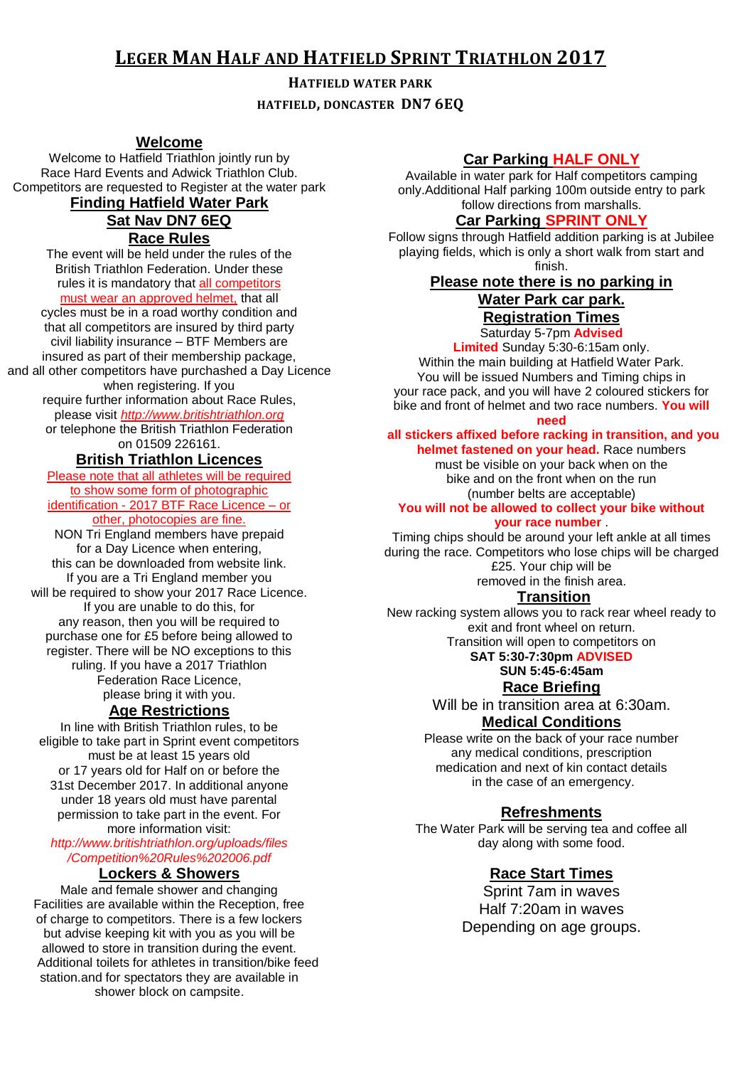# LEGER MAN HALF AND HATFIELD SPRINT TRIATHLON 2017

**HATFIELD WATER PARK**

**HATFIELD, DONCASTER DN7 6EQ**

## Welcome

Welcome to Hatfield Triathlon jointly run by Race Hard Events and Adwick Triathlon Club. Competitors are requested to Register at the water park

## Finding Hatfield Water Park

## Sat Nav DN7 6EQ

## Race Rules

The event will be held under the rules of the British Triathlon Federation. Under these rules it is mandatory that all competitors must wear an approved helmet, that all cycles must be in a road worthy condition and that all competitors are insured by third party civil liability insurance – BTF Members are insured as part of their membership package, and all other competitors have purchased a Day Licence when registering. If you require further information about Race Rules, please visit *http://www.britishtriathlon.org* or telephone the British Triathlon Federation on 01509 226161.

## British Triathlon Licences

Please note that all athletes will be required to show some form of photographic identification - 2017 BTF Race Licence – or other, photocopies are fine.

NON Tri England members have prepaid for a Day Licence when entering, this can be downloaded from website link. If you are a Tri England member you will be required to show your 2017 Race Licence. If you are unable to do this, for any reason, then you will be required to purchase one for £5 before being allowed to register. There will be NO exceptions to this ruling. If you have a 2017 Triathlon Federation Race Licence, please bring it with you.

## Age Restrictions

In line with British Triathlon rules, to be eligible to take part in Sprint event competitors must be at least 15 years old or 17 years old for Half on or before the 31st December 2017. In additional anyone under 18 years old must have parental permission to take part in the event. For more information visit:
*http://www.britishtriathlon.org/uploads/files/Competition%20Rules%202006.pdf*

## Lockers & Showers

Male and female shower and changing Facilities are available within the Reception, free of charge to competitors. There is a few lockers but advise keeping kit with you as you will be allowed to store in transition during the event. Additional toilets for athletes in transition/bike feed station.and for spectators they are available in shower block on campsite.

## Car Parking HALF ONLY

Available in water park for Half competitors camping only.Additional Half parking 100m outside entry to park follow directions from marshalls.

## Car Parking SPRINT ONLY

Follow signs through Hatfield addition parking is at Jubilee playing fields, which is only a short walk from start and finish.

## Please note there is no parking in Water Park car park.

## Registration Times

Saturday 5-7pm **Advised**
**Limited** Sunday 5:30-6:15am only.
Within the main building at Hatfield Water Park.
You will be issued Numbers and Timing chips in your race pack, and you will have 2 coloured stickers for bike and front of helmet and two race numbers. **You will need all stickers affixed before racking in transition, and you helmet fastened on your head.** Race numbers must be visible on your back when on the bike and on the front when on the run (number belts are acceptable)

**You will not be allowed to collect your bike without your race number** .

Timing chips should be around your left ankle at all times during the race. Competitors who lose chips will be charged £25. Your chip will be removed in the finish area.

## Transition

New racking system allows you to rack rear wheel ready to exit and front wheel on return.
Transition will open to competitors on
**SAT 5:30-7:30pm ADVISED**
**SUN 5:45-6:45am**

## Race Briefing

Will be in transition area at 6:30am.

## Medical Conditions

Please write on the back of your race number any medical conditions, prescription medication and next of kin contact details in the case of an emergency.

## Refreshments

The Water Park will be serving tea and coffee all day along with some food.

## Race Start Times

Sprint 7am in waves
Half 7:20am in waves
Depending on age groups.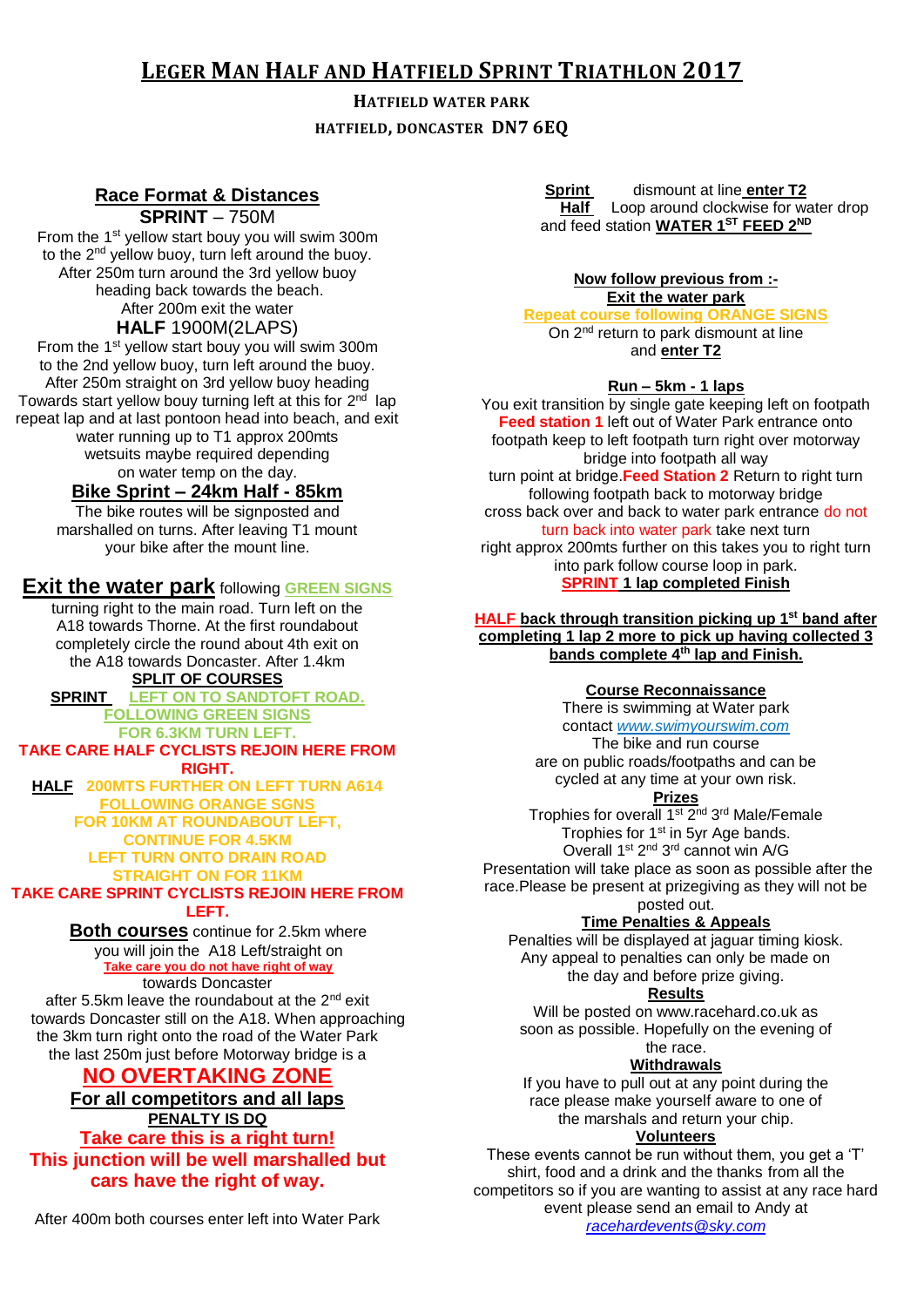# LEGER MAN HALF AND HATFIELD SPRINT TRIATHLON 2017

**HATFIELD WATER PARK**

**HATFIELD, DONCASTER DN7 6EQ**

## Race Format & Distances

**SPRINT** – 750M

From the 1st yellow start bouy you will swim 300m to the 2nd yellow buoy, turn left around the buoy. After 250m turn around the 3rd yellow buoy heading back towards the beach. After 200m exit the water

**HALF** 1900M(2LAPS)

From the 1st yellow start bouy you will swim 300m to the 2nd yellow buoy, turn left around the buoy. After 250m straight on 3rd yellow buoy heading Towards start yellow bouy turning left at this for 2nd lap repeat lap and at last pontoon head into beach, and exit water running up to T1 approx 200mts wetsuits maybe required depending on water temp on the day.

## Bike Sprint – 24km Half - 85km

The bike routes will be signposted and marshalled on turns. After leaving T1 mount your bike after the mount line.

**Exit the water park** following **GREEN SIGNS** turning right to the main road. Turn left on the A18 towards Thorne. At the first roundabout completely circle the round about 4th exit on the A18 towards Doncaster. After 1.4km

**SPLIT OF COURSES**

**SPRINT** **LEFT ON TO SANDTOFT ROAD. FOLLOWING GREEN SIGNS FOR 6.3KM TURN LEFT.**

**TAKE CARE HALF CYCLISTS REJOIN HERE FROM RIGHT.**

**HALF** **200MTS FURTHER ON LEFT TURN A614 FOLLOWING ORANGE SGNS FOR 10KM AT ROUNDABOUT LEFT, CONTINUE FOR 4.5KM LEFT TURN ONTO DRAIN ROAD STRAIGHT ON FOR 11KM**

**TAKE CARE SPRINT CYCLISTS REJOIN HERE FROM LEFT.**

**Both courses** continue for 2.5km where you will join the A18 Left/straight on **Take care you do not have right of way** towards Doncaster after 5.5km leave the roundabout at the 2nd exit towards Doncaster still on the A18. When approaching the 3km turn right onto the road of the Water Park the last 250m just before Motorway bridge is a

**NO OVERTAKING ZONE**

**For all competitors and all laps**

**PENALTY IS DQ**

**Take care this is a right turn!**

**This junction will be well marshalled but cars have the right of way.**

After 400m both courses enter left into Water Park

**Sprint** dismount at line **enter T2**

**Half** Loop around clockwise for water drop and feed station **WATER 1ST FEED 2ND**

**Now follow previous from :-**

**Exit the water park**

**Repeat course following ORANGE SIGNS**

On 2nd return to park dismount at line and **enter T2**

## Run – 5km - 1 laps

You exit transition by single gate keeping left on footpath **Feed station 1** left out of Water Park entrance onto footpath keep to left footpath turn right over motorway bridge into footpath all way turn point at bridge.**Feed Station 2** Return to right turn following footpath back to motorway bridge cross back over and back to water park entrance do not turn back into water park take next turn right approx 200mts further on this takes you to right turn into park follow course loop in park.

**SPRINT 1 lap completed Finish**

**HALF back through transition picking up 1st band after completing 1 lap 2 more to pick up having collected 3 bands complete 4th lap and Finish.**

### Course Reconnaissance

There is swimming at Water park contact *www.swimyourswim.com*
The bike and run course are on public roads/footpaths and can be cycled at any time at your own risk.

### Prizes

Trophies for overall 1st 2nd 3rd Male/Female
Trophies for 1st in 5yr Age bands.
Overall 1st 2nd 3rd cannot win A/G
Presentation will take place as soon as possible after the race.Please be present at prizegiving as they will not be posted out.

### Time Penalties & Appeals

Penalties will be displayed at jaguar timing kiosk. Any appeal to penalties can only be made on the day and before prize giving.

### Results

Will be posted on www.racehard.co.uk as soon as possible. Hopefully on the evening of the race.

### Withdrawals

If you have to pull out at any point during the race please make yourself aware to one of the marshals and return your chip.

### Volunteers

These events cannot be run without them, you get a 'T' shirt, food and a drink and the thanks from all the competitors so if you are wanting to assist at any race hard event please send an email to Andy at *racehardevents@sky.com*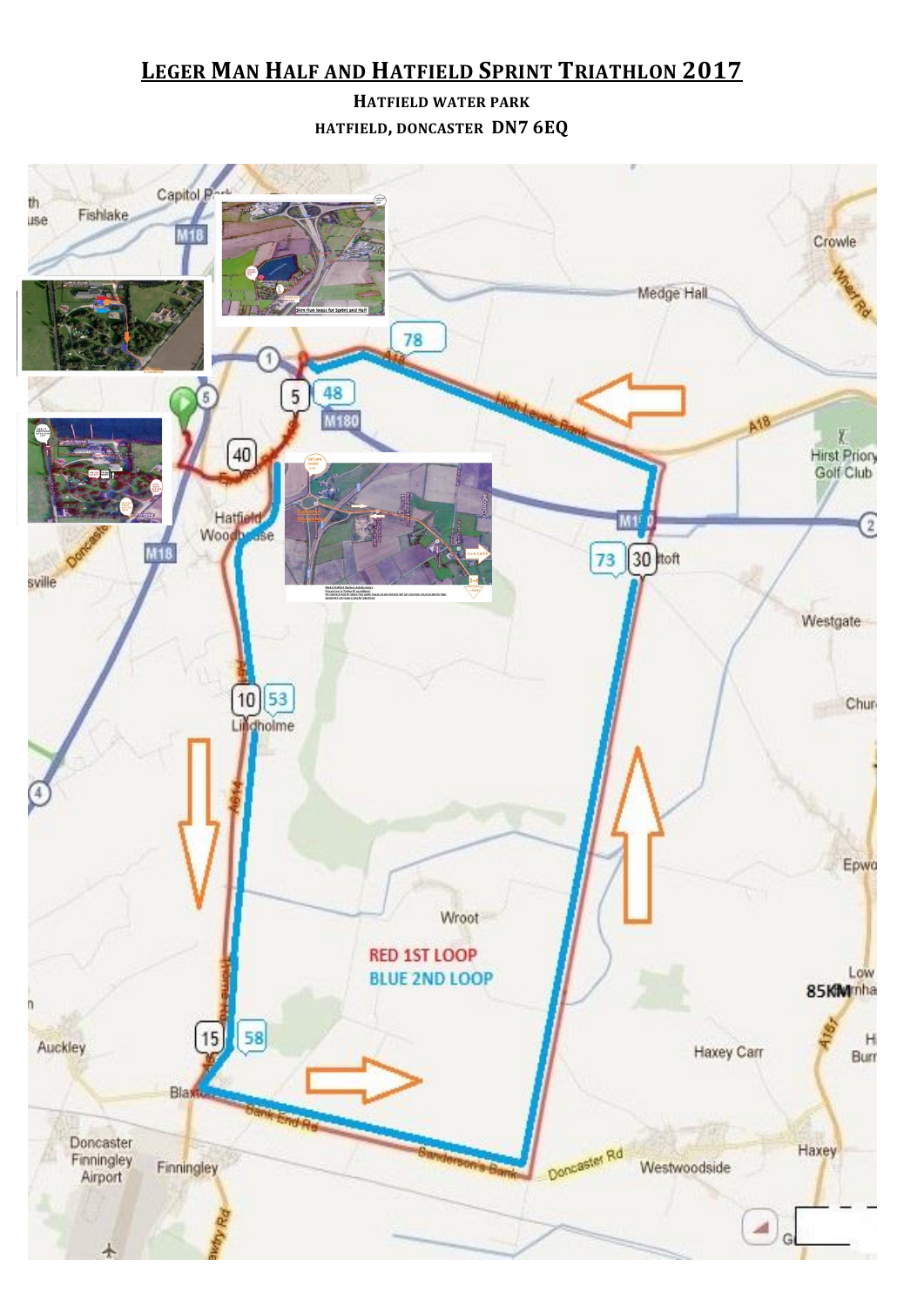# LEGER MAN HALF AND HATFIELD SPRINT TRIATHLON 2017

**HATFIELD WATER PARK**

**HATFIELD, DONCASTER DN7 6EQ**

RED 1ST LOOP

BLUE 2ND LOOP

85KM